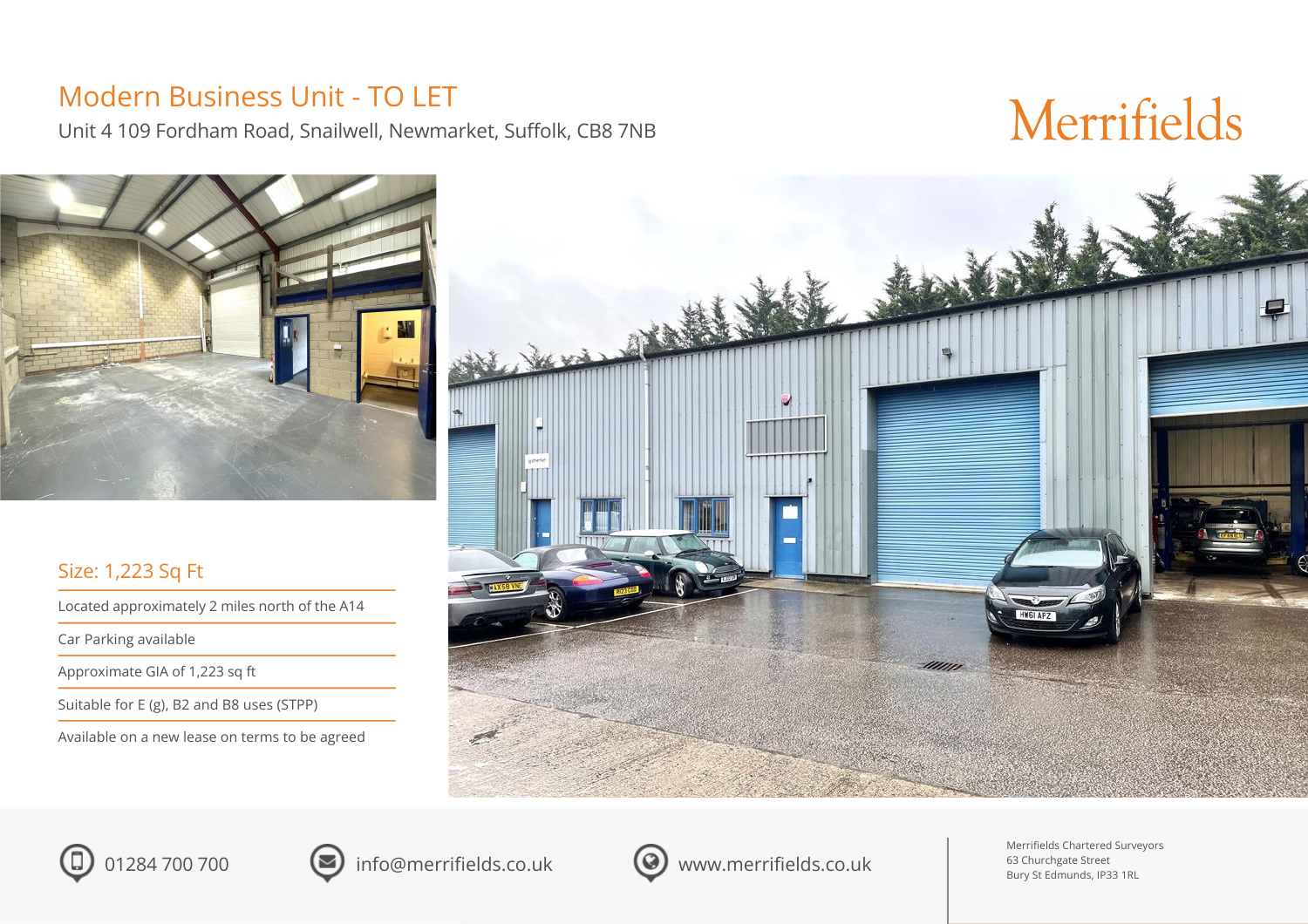# Modern Business Unit - TO LET

Unit 4 109 Fordham Road, Snailwell, Newmarket, Suffolk, CB8 7NB

Merrifields

## Size: 1,223 Sq Ft

- Located approximately 2 miles north of the A14
- Car Parking available
- Approximate GIA of 1,223 sq ft
- Suitable for E (g), B2 and B8 uses (STPP)
- Available on a new lease on terms to be agreed

01284 700 700

info@merrifields.co.uk

www.merrifields.co.uk

Merrifields Chartered Surveyors
63 Churchgate Street
Bury St Edmunds, IP33 1RL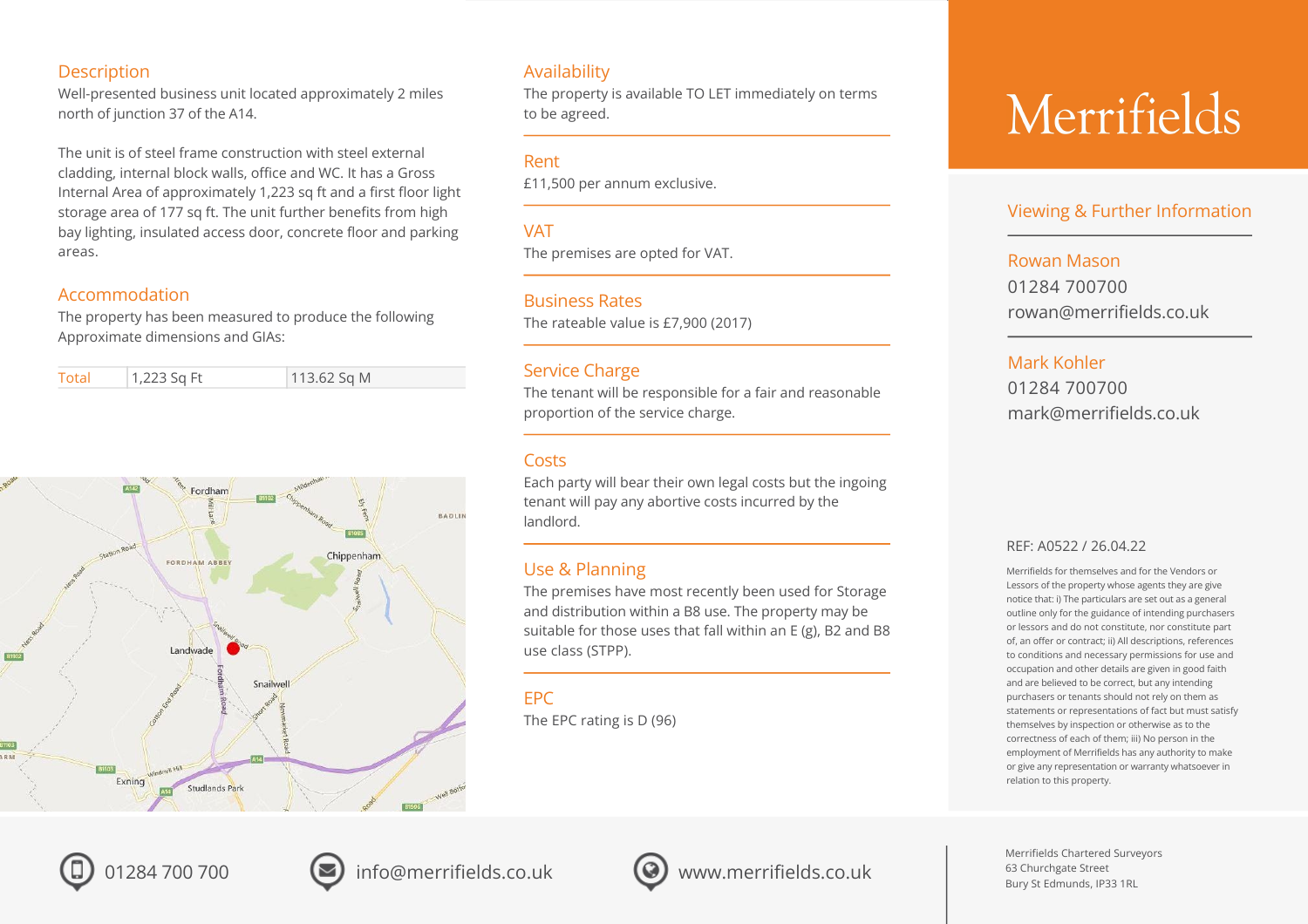## Description

Well-presented business unit located approximately 2 miles north of junction 37 of the A14.

The unit is of steel frame construction with steel external cladding, internal block walls, office and WC. It has a Gross Internal Area of approximately 1,223 sq ft and a first floor light storage area of 177 sq ft. The unit further benefits from high bay lighting, insulated access door, concrete floor and parking areas.

## Accommodation

The property has been measured to produce the following Approximate dimensions and GIAs:

| | | |
|---|---|---|
| Total | 1,223 Sq Ft | 113.62 Sq M |

## Availability

The property is available TO LET immediately on terms to be agreed.

## Rent

£11,500 per annum exclusive.

## VAT

The premises are opted for VAT.

## Business Rates

The rateable value is £7,900 (2017)

## Service Charge

The tenant will be responsible for a fair and reasonable proportion of the service charge.

## Costs

Each party will bear their own legal costs but the ingoing tenant will pay any abortive costs incurred by the landlord.

## Use & Planning

The premises have most recently been used for Storage and distribution within a B8 use. The property may be suitable for those uses that fall within an E (g), B2 and B8 use class (STPP).

## EPC

The EPC rating is D (96)

# Merrifields

## Viewing & Further Information

**Rowan Mason**
01284 700700
rowan@merrifields.co.uk

**Mark Kohler**
01284 700700
mark@merrifields.co.uk

REF: A0522 / 26.04.22

Merrifields for themselves and for the Vendors or Lessors of the property whose agents they are give notice that: i) The particulars are set out as a general outline only for the guidance of intending purchasers or lessors and do not constitute, nor constitute part of, an offer or contract; ii) All descriptions, references to conditions and necessary permissions for use and occupation and other details are given in good faith and are believed to be correct, but any intending purchasers or tenants should not rely on them as statements or representations of fact but must satisfy themselves by inspection or otherwise as to the correctness of each of them; iii) No person in the employment of Merrifields has any authority to make or give any representation or warranty whatsoever in relation to this property.

01284 700 700 | info@merrifields.co.uk | www.merrifields.co.uk

Merrifields Chartered Surveyors
63 Churchgate Street
Bury St Edmunds, IP33 1RL